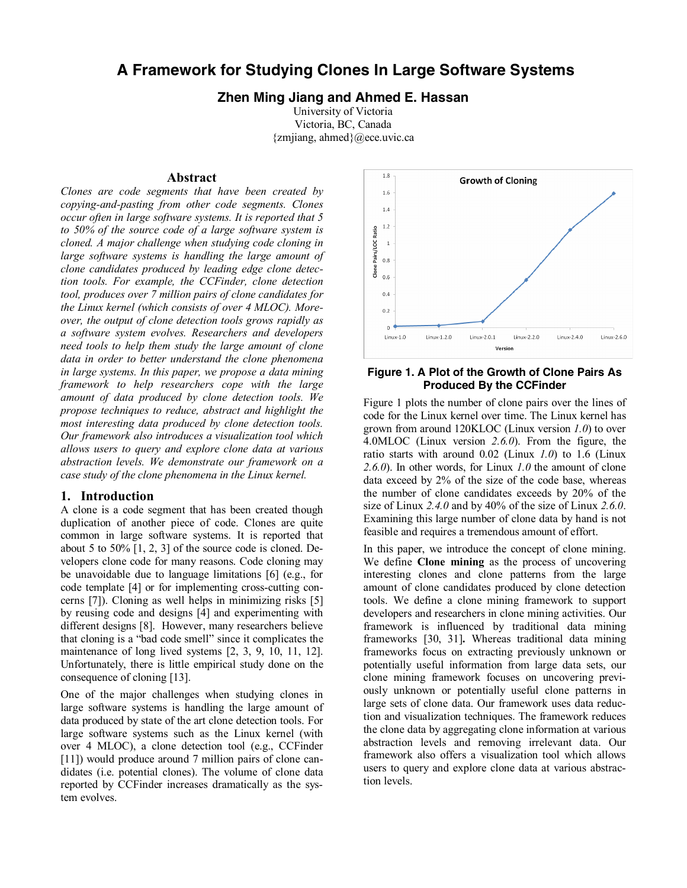# A Framework for Studying Clones In Large Software Systems

**Zhen Ming Jiang and Ahmed E. Hassan**

University of Victoria
Victoria, BC, Canada
{zmjiang, ahmed}@ece.uvic.ca

## Abstract

*Clones are code segments that have been created by copying-and-pasting from other code segments. Clones occur often in large software systems. It is reported that 5 to 50% of the source code of a large software system is cloned. A major challenge when studying code cloning in large software systems is handling the large amount of clone candidates produced by leading edge clone detection tools. For example, the CCFinder, clone detection tool, produces over 7 million pairs of clone candidates for the Linux kernel (which consists of over 4 MLOC). Moreover, the output of clone detection tools grows rapidly as a software system evolves. Researchers and developers need tools to help them study the large amount of clone data in order to better understand the clone phenomena in large systems. In this paper, we propose a data mining framework to help researchers cope with the large amount of data produced by clone detection tools. We propose techniques to reduce, abstract and highlight the most interesting data produced by clone detection tools. Our framework also introduces a visualization tool which allows users to query and explore clone data at various abstraction levels. We demonstrate our framework on a case study of the clone phenomena in the Linux kernel.*

## 1. Introduction

A clone is a code segment that has been created though duplication of another piece of code. Clones are quite common in large software systems. It is reported that about 5 to 50% [1, 2, 3] of the source code is cloned. Developers clone code for many reasons. Code cloning may be unavoidable due to language limitations [6] (e.g., for code template [4] or for implementing cross-cutting concerns [7]). Cloning as well helps in minimizing risks [5] by reusing code and designs [4] and experimenting with different designs [8]. However, many researchers believe that cloning is a "bad code smell" since it complicates the maintenance of long lived systems [2, 3, 9, 10, 11, 12]. Unfortunately, there is little empirical study done on the consequence of cloning [13].

One of the major challenges when studying clones in large software systems is handling the large amount of data produced by state of the art clone detection tools. For large software systems such as the Linux kernel (with over 4 MLOC), a clone detection tool (e.g., CCFinder [11]) would produce around 7 million pairs of clone candidates (i.e. potential clones). The volume of clone data reported by CCFinder increases dramatically as the system evolves.

**Figure 1. A Plot of the Growth of Clone Pairs As Produced By the CCFinder**

Figure 1 plots the number of clone pairs over the lines of code for the Linux kernel over time. The Linux kernel has grown from around 120KLOC (Linux version *1.0*) to over 4.0MLOC (Linux version *2.6.0*). From the figure, the ratio starts with around 0.02 (Linux *1.0*) to 1.6 (Linux *2.6.0*). In other words, for Linux *1.0* the amount of clone data exceed by 2% of the size of the code base, whereas the number of clone candidates exceeds by 20% of the size of Linux *2.4.0* and by 40% of the size of Linux *2.6.0*. Examining this large number of clone data by hand is not feasible and requires a tremendous amount of effort.

In this paper, we introduce the concept of clone mining. We define **Clone mining** as the process of uncovering interesting clones and clone patterns from the large amount of clone candidates produced by clone detection tools. We define a clone mining framework to support developers and researchers in clone mining activities. Our framework is influenced by traditional data mining frameworks [30, 31]**.** Whereas traditional data mining frameworks focus on extracting previously unknown or potentially useful information from large data sets, our clone mining framework focuses on uncovering previously unknown or potentially useful clone patterns in large sets of clone data. Our framework uses data reduction and visualization techniques. The framework reduces the clone data by aggregating clone information at various abstraction levels and removing irrelevant data. Our framework also offers a visualization tool which allows users to query and explore clone data at various abstraction levels.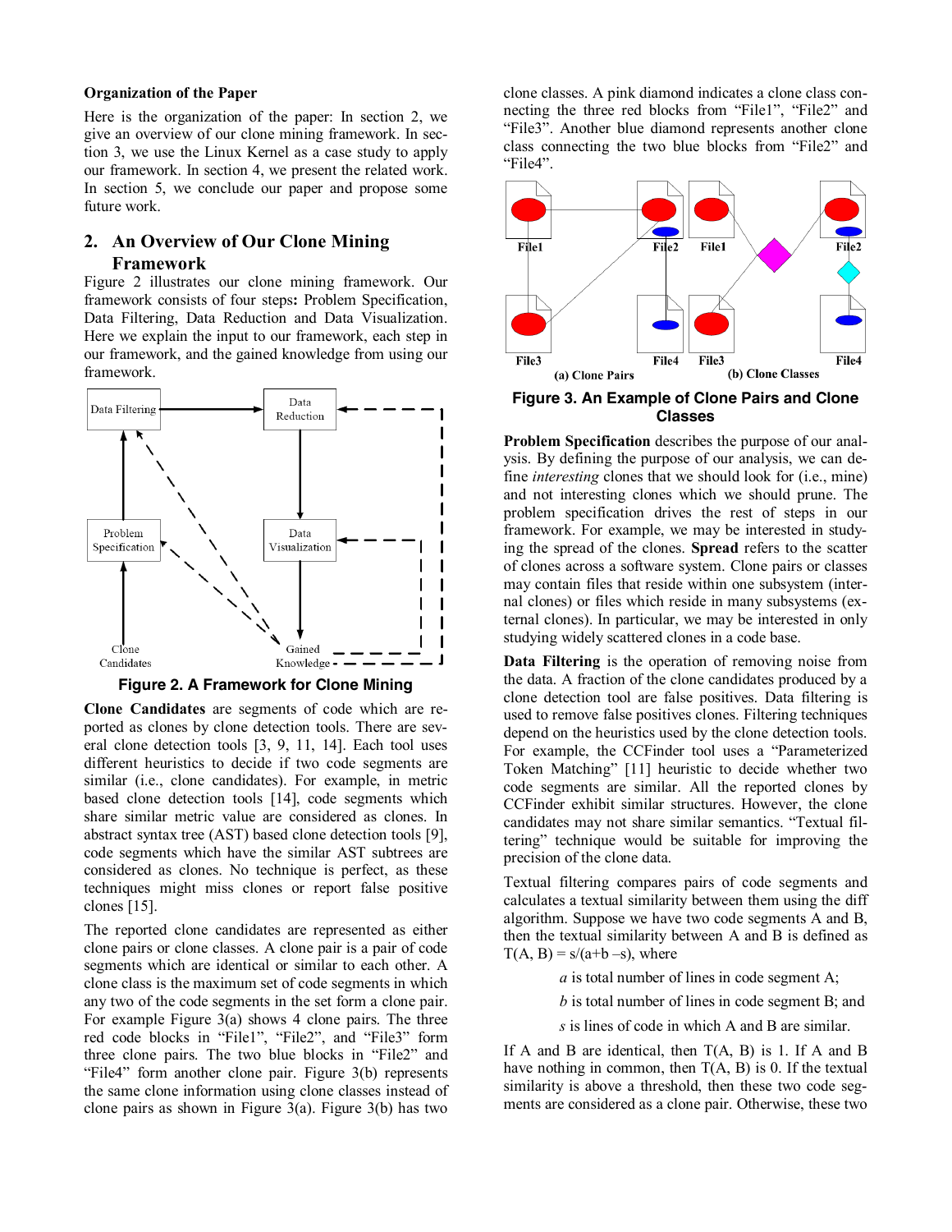**Organization of the Paper**

Here is the organization of the paper: In section 2, we give an overview of our clone mining framework. In section 3, we use the Linux Kernel as a case study to apply our framework. In section 4, we present the related work. In section 5, we conclude our paper and propose some future work.

## 2. An Overview of Our Clone Mining Framework

Figure 2 illustrates our clone mining framework. Our framework consists of four steps**:** Problem Specification, Data Filtering, Data Reduction and Data Visualization. Here we explain the input to our framework, each step in our framework, and the gained knowledge from using our framework.

**Figure 2. A Framework for Clone Mining**

**Clone Candidates** are segments of code which are reported as clones by clone detection tools. There are several clone detection tools [3, 9, 11, 14]. Each tool uses different heuristics to decide if two code segments are similar (i.e., clone candidates). For example, in metric based clone detection tools [14], code segments which share similar metric value are considered as clones. In abstract syntax tree (AST) based clone detection tools [9], code segments which have the similar AST subtrees are considered as clones. No technique is perfect, as these techniques might miss clones or report false positive clones [15].

The reported clone candidates are represented as either clone pairs or clone classes. A clone pair is a pair of code segments which are identical or similar to each other. A clone class is the maximum set of code segments in which any two of the code segments in the set form a clone pair. For example Figure 3(a) shows 4 clone pairs. The three red code blocks in "File1", "File2", and "File3" form three clone pairs. The two blue blocks in "File2" and "File4" form another clone pair. Figure 3(b) represents the same clone information using clone classes instead of clone pairs as shown in Figure 3(a). Figure 3(b) has two clone classes. A pink diamond indicates a clone class connecting the three red blocks from "File1", "File2" and "File3". Another blue diamond represents another clone class connecting the two blue blocks from "File2" and "File4".

**Figure 3. An Example of Clone Pairs and Clone Classes**

**Problem Specification** describes the purpose of our analysis. By defining the purpose of our analysis, we can define *interesting* clones that we should look for (i.e., mine) and not interesting clones which we should prune. The problem specification drives the rest of steps in our framework. For example, we may be interested in studying the spread of the clones. **Spread** refers to the scatter of clones across a software system. Clone pairs or classes may contain files that reside within one subsystem (internal clones) or files which reside in many subsystems (external clones). In particular, we may be interested in only studying widely scattered clones in a code base.

**Data Filtering** is the operation of removing noise from the data. A fraction of the clone candidates produced by a clone detection tool are false positives. Data filtering is used to remove false positives clones. Filtering techniques depend on the heuristics used by the clone detection tools. For example, the CCFinder tool uses a "Parameterized Token Matching" [11] heuristic to decide whether two code segments are similar. All the reported clones by CCFinder exhibit similar structures. However, the clone candidates may not share similar semantics. "Textual filtering" technique would be suitable for improving the precision of the clone data.

Textual filtering compares pairs of code segments and calculates a textual similarity between them using the diff algorithm. Suppose we have two code segments A and B, then the textual similarity between A and B is defined as $T(A, B) = s/(a+b-s)$, where

- $a$ is total number of lines in code segment A;
- $b$ is total number of lines in code segment B; and
- $s$ is lines of code in which A and B are similar.

If A and B are identical, then $T(A, B)$ is 1. If A and B have nothing in common, then $T(A, B)$ is 0. If the textual similarity is above a threshold, then these two code segments are considered as a clone pair. Otherwise, these two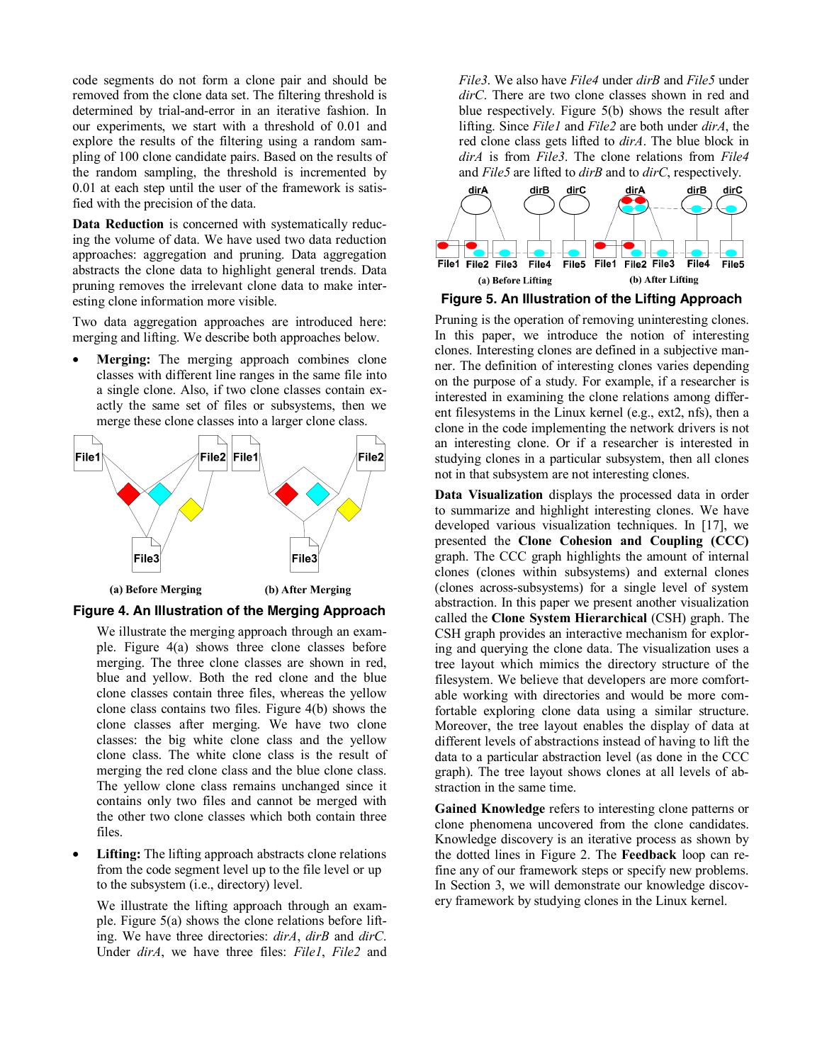code segments do not form a clone pair and should be removed from the clone data set. The filtering threshold is determined by trial-and-error in an iterative fashion. In our experiments, we start with a threshold of 0.01 and explore the results of the filtering using a random sampling of 100 clone candidate pairs. Based on the results of the random sampling, the threshold is incremented by 0.01 at each step until the user of the framework is satisfied with the precision of the data.

**Data Reduction** is concerned with systematically reducing the volume of data. We have used two data reduction approaches: aggregation and pruning. Data aggregation abstracts the clone data to highlight general trends. Data pruning removes the irrelevant clone data to make interesting clone information more visible.

Two data aggregation approaches are introduced here: merging and lifting. We describe both approaches below.

- **Merging:** The merging approach combines clone classes with different line ranges in the same file into a single clone. Also, if two clone classes contain exactly the same set of files or subsystems, then we merge these clone classes into a larger clone class.

  (a) Before Merging (b) After Merging

  **Figure 4. An Illustration of the Merging Approach**

  We illustrate the merging approach through an example. Figure 4(a) shows three clone classes before merging. The three clone classes are shown in red, blue and yellow. Both the red clone and the blue clone classes contain three files, whereas the yellow clone class contains two files. Figure 4(b) shows the clone classes after merging. We have two clone classes: the big white clone class and the yellow clone class. The white clone class is the result of merging the red clone class and the blue clone class. The yellow clone class remains unchanged since it contains only two files and cannot be merged with the other two clone classes which both contain three files.

- **Lifting:** The lifting approach abstracts clone relations from the code segment level up to the file level or up to the subsystem (i.e., directory) level.

  We illustrate the lifting approach through an example. Figure 5(a) shows the clone relations before lifting. We have three directories: *dirA*, *dirB* and *dirC*. Under *dirA*, we have three files: *File1*, *File2* and *File3*. We also have *File4* under *dirB* and *File5* under *dirC*. There are two clone classes shown in red and blue respectively. Figure 5(b) shows the result after lifting. Since *File1* and *File2* are both under *dirA*, the red clone class gets lifted to *dirA*. The blue block in *dirA* is from *File3*. The clone relations from *File4* and *File5* are lifted to *dirB* and to *dirC*, respectively.

  (a) Before Lifting (b) After Lifting

  **Figure 5. An Illustration of the Lifting Approach**

Pruning is the operation of removing uninteresting clones. In this paper, we introduce the notion of interesting clones. Interesting clones are defined in a subjective manner. The definition of interesting clones varies depending on the purpose of a study. For example, if a researcher is interested in examining the clone relations among different filesystems in the Linux kernel (e.g., ext2, nfs), then a clone in the code implementing the network drivers is not an interesting clone. Or if a researcher is interested in studying clones in a particular subsystem, then all clones not in that subsystem are not interesting clones.

**Data Visualization** displays the processed data in order to summarize and highlight interesting clones. We have developed various visualization techniques. In [17], we presented the **Clone Cohesion and Coupling (CCC)** graph. The CCC graph highlights the amount of internal clones (clones within subsystems) and external clones (clones across-subsystems) for a single level of system abstraction. In this paper we present another visualization called the **Clone System Hierarchical** (CSH) graph. The CSH graph provides an interactive mechanism for exploring and querying the clone data. The visualization uses a tree layout which mimics the directory structure of the filesystem. We believe that developers are more comfortable working with directories and would be more comfortable exploring clone data using a similar structure. Moreover, the tree layout enables the display of data at different levels of abstractions instead of having to lift the data to a particular abstraction level (as done in the CCC graph). The tree layout shows clones at all levels of abstraction in the same time.

**Gained Knowledge** refers to interesting clone patterns or clone phenomena uncovered from the clone candidates. Knowledge discovery is an iterative process as shown by the dotted lines in Figure 2. The **Feedback** loop can refine any of our framework steps or specify new problems. In Section 3, we will demonstrate our knowledge discovery framework by studying clones in the Linux kernel.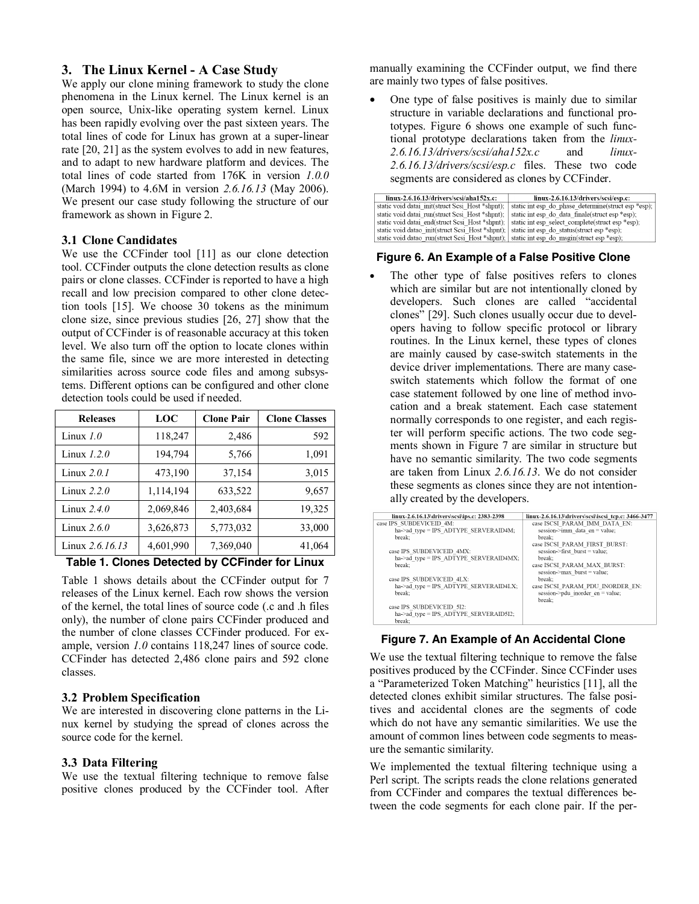## 3. The Linux Kernel - A Case Study

We apply our clone mining framework to study the clone phenomena in the Linux kernel. The Linux kernel is an open source, Unix-like operating system kernel. Linux has been rapidly evolving over the past sixteen years. The total lines of code for Linux has grown at a super-linear rate [20, 21] as the system evolves to add in new features, and to adapt to new hardware platform and devices. The total lines of code started from 176K in version *1.0.0* (March 1994) to 4.6M in version *2.6.16.13* (May 2006). We present our case study following the structure of our framework as shown in Figure 2.

### 3.1 Clone Candidates

We use the CCFinder tool [11] as our clone detection tool. CCFinder outputs the clone detection results as clone pairs or clone classes. CCFinder is reported to have a high recall and low precision compared to other clone detection tools [15]. We choose 30 tokens as the minimum clone size, since previous studies [26, 27] show that the output of CCFinder is of reasonable accuracy at this token level. We also turn off the option to locate clones within the same file, since we are more interested in detecting similarities across source code files and among subsystems. Different options can be configured and other clone detection tools could be used if needed.

| Releases | LOC | Clone Pair | Clone Classes |
|---|---|---|---|
| Linux *1.0* | 118,247 | 2,486 | 592 |
| Linux *1.2.0* | 194,794 | 5,766 | 1,091 |
| Linux *2.0.1* | 473,190 | 37,154 | 3,015 |
| Linux *2.2.0* | 1,114,194 | 633,522 | 9,657 |
| Linux *2.4.0* | 2,069,846 | 2,403,684 | 19,325 |
| Linux *2.6.0* | 3,626,873 | 5,773,032 | 33,000 |
| Linux *2.6.16.13* | 4,601,990 | 7,369,040 | 41,064 |

**Table 1. Clones Detected by CCFinder for Linux**

Table 1 shows details about the CCFinder output for 7 releases of the Linux kernel. Each row shows the version of the kernel, the total lines of source code (.c and .h files only), the number of clone pairs CCFinder produced and the number of clone classes CCFinder produced. For example, version *1.0* contains 118,247 lines of source code. CCFinder has detected 2,486 clone pairs and 592 clone classes.

### 3.2 Problem Specification

We are interested in discovering clone patterns in the Linux kernel by studying the spread of clones across the source code for the kernel.

### 3.3 Data Filtering

We use the textual filtering technique to remove false positive clones produced by the CCFinder tool. After manually examining the CCFinder output, we find there are mainly two types of false positives.

- One type of false positives is mainly due to similar structure in variable declarations and functional prototypes. Figure 6 shows one example of such functional prototype declarations taken from the *linux-2.6.16.13/drivers/scsi/aha152x.c* and *linux-2.6.16.13/drivers/scsi/esp.c* files. These two code segments are considered as clones by CCFinder.

| linux-2.6.16.13/drivers/scsi/aha152x.c: | linux-2.6.16.13/drivers/scsi/esp.c: |
|---|---|
| static void datai_init(struct Scsi_Host *shpnt); | static int esp_do_phase_determine(struct esp *esp); |
| static void datai_run(struct Scsi_Host *shpnt); | static int esp_do_data_finale(struct esp *esp); |
| static void datai_end(struct Scsi_Host *shpnt); | static int esp_select_complete(struct esp *esp); |
| static void datao_init(struct Scsi_Host *shpnt); | static int esp_do_status(struct esp *esp); |
| static void datao_run(struct Scsi_Host *shpnt); | static int esp_do_msgin(struct esp *esp); |

**Figure 6. An Example of a False Positive Clone**

- The other type of false positives refers to clones which are similar but are not intentionally cloned by developers. Such clones are called "accidental clones" [29]. Such clones usually occur due to developers having to follow specific protocol or library routines. In the Linux kernel, these types of clones are mainly caused by case-switch statements in the device driver implementations. There are many case-switch statements which follow the format of one case statement followed by one line of method invocation and a break statement. Each case statement normally corresponds to one register, and each register will perform specific actions. The two code segments shown in Figure 7 are similar in structure but have no semantic similarity. The two code segments are taken from Linux *2.6.16.13*. We do not consider these segments as clones since they are not intentionally created by the developers.

| linux-2.6.16.13\drivers\scsi\ips.c: 2383-2398 | linux-2.6.16.13\drivers\scsi\iscsi_tcp.c: 3466-3477 |
|---|---|
| case IPS_SUBDEVICEID_4M:<br>ha->ad_type = IPS_ADTYPE_SERVERAID4M;<br>break;<br><br>case IPS_SUBDEVICEID_4MX:<br>ha->ad_type = IPS_ADTYPE_SERVERAID4MX;<br>break;<br><br>case IPS_SUBDEVICEID_4LX:<br>ha->ad_type = IPS_ADTYPE_SERVERAID4LX;<br>break;<br><br>case IPS_SUBDEVICEID_5I2:<br>ha->ad_type = IPS_ADTYPE_SERVERAID5I2;<br>break; | case ISCSI_PARAM_IMM_DATA_EN:<br>session->imm_data_en = value;<br>break;<br>case ISCSI_PARAM_FIRST_BURST:<br>session->first_burst = value;<br>break;<br>case ISCSI_PARAM_MAX_BURST:<br>session->max_burst = value;<br>break;<br>case ISCSI_PARAM_PDU_INORDER_EN:<br>session->pdu_inorder_en = value;<br>break; |

**Figure 7. An Example of An Accidental Clone**

We use the textual filtering technique to remove the false positives produced by the CCFinder. Since CCFinder uses a "Parameterized Token Matching" heuristics [11], all the detected clones exhibit similar structures. The false positives and accidental clones are the segments of code which do not have any semantic similarities. We use the amount of common lines between code segments to measure the semantic similarity.

We implemented the textual filtering technique using a Perl script. The scripts reads the clone relations generated from CCFinder and compares the textual differences between the code segments for each clone pair. If the per-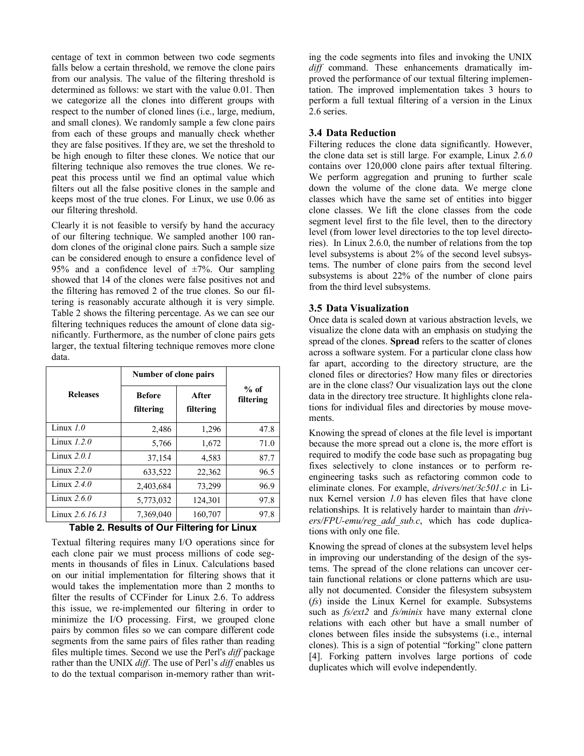centage of text in common between two code segments falls below a certain threshold, we remove the clone pairs from our analysis. The value of the filtering threshold is determined as follows: we start with the value 0.01. Then we categorize all the clones into different groups with respect to the number of cloned lines (i.e., large, medium, and small clones). We randomly sample a few clone pairs from each of these groups and manually check whether they are false positives. If they are, we set the threshold to be high enough to filter these clones. We notice that our filtering technique also removes the true clones. We repeat this process until we find an optimal value which filters out all the false positive clones in the sample and keeps most of the true clones. For Linux, we use 0.06 as our filtering threshold.

Clearly it is not feasible to versify by hand the accuracy of our filtering technique. We sampled another 100 random clones of the original clone pairs. Such a sample size can be considered enough to ensure a confidence level of 95% and a confidence level of ±7%. Our sampling showed that 14 of the clones were false positives not and the filtering has removed 2 of the true clones. So our filtering is reasonably accurate although it is very simple. Table 2 shows the filtering percentage. As we can see our filtering techniques reduces the amount of clone data significantly. Furthermore, as the number of clone pairs gets larger, the textual filtering technique removes more clone data.

| Releases | Number of clone pairs | | % of filtering |
|---|---|---|---|
| | Before filtering | After filtering | |
| Linux *1.0* | 2,486 | 1,296 | 47.8 |
| Linux *1.2.0* | 5,766 | 1,672 | 71.0 |
| Linux *2.0.1* | 37,154 | 4,583 | 87.7 |
| Linux *2.2.0* | 633,522 | 22,362 | 96.5 |
| Linux *2.4.0* | 2,403,684 | 73,299 | 96.9 |
| Linux *2.6.0* | 5,773,032 | 124,301 | 97.8 |
| Linux *2.6.16.13* | 7,369,040 | 160,707 | 97.8 |

**Table 2. Results of Our Filtering for Linux**

Textual filtering requires many I/O operations since for each clone pair we must process millions of code segments in thousands of files in Linux. Calculations based on our initial implementation for filtering shows that it would takes the implementation more than 2 months to filter the results of CCFinder for Linux 2.6. To address this issue, we re-implemented our filtering in order to minimize the I/O processing. First, we grouped clone pairs by common files so we can compare different code segments from the same pairs of files rather than reading files multiple times. Second we use the Perl's *diff* package rather than the UNIX *diff*. The use of Perl's *diff* enables us to do the textual comparison in-memory rather than writing the code segments into files and invoking the UNIX *diff* command. These enhancements dramatically improved the performance of our textual filtering implementation. The improved implementation takes 3 hours to perform a full textual filtering of a version in the Linux 2.6 series.

### 3.4 Data Reduction

Filtering reduces the clone data significantly. However, the clone data set is still large. For example, Linux *2.6.0* contains over 120,000 clone pairs after textual filtering. We perform aggregation and pruning to further scale down the volume of the clone data. We merge clone classes which have the same set of entities into bigger clone classes. We lift the clone classes from the code segment level first to the file level, then to the directory level (from lower level directories to the top level directories). In Linux 2.6.0, the number of relations from the top level subsystems is about 2% of the second level subsystems. The number of clone pairs from the second level subsystems is about 22% of the number of clone pairs from the third level subsystems.

### 3.5 Data Visualization

Once data is scaled down at various abstraction levels, we visualize the clone data with an emphasis on studying the spread of the clones. **Spread** refers to the scatter of clones across a software system. For a particular clone class how far apart, according to the directory structure, are the cloned files or directories? How many files or directories are in the clone class? Our visualization lays out the clone data in the directory tree structure. It highlights clone relations for individual files and directories by mouse movements.

Knowing the spread of clones at the file level is important because the more spread out a clone is, the more effort is required to modify the code base such as propagating bug fixes selectively to clone instances or to perform re-engineering tasks such as refactoring common code to eliminate clones. For example, *drivers/net/3c501.c* in Linux Kernel version *1.0* has eleven files that have clone relationships. It is relatively harder to maintain than *drivers/FPU-emu/reg_add_sub.c*, which has code duplications with only one file.

Knowing the spread of clones at the subsystem level helps in improving our understanding of the design of the systems. The spread of the clone relations can uncover certain functional relations or clone patterns which are usually not documented. Consider the filesystem subsystem (*fs*) inside the Linux Kernel for example. Subsystems such as *fs/ext2* and *fs/minix* have many external clone relations with each other but have a small number of clones between files inside the subsystems (i.e., internal clones). This is a sign of potential "forking" clone pattern [4]. Forking pattern involves large portions of code duplicates which will evolve independently.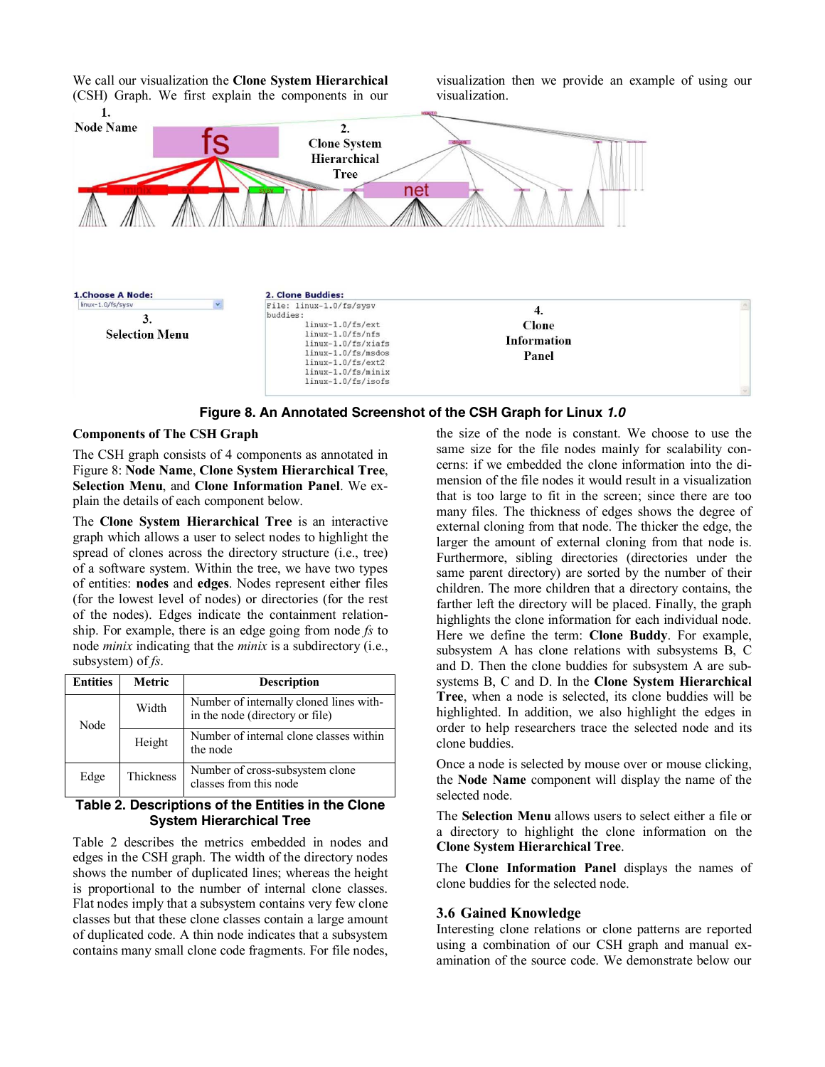We call our visualization the **Clone System Hierarchical** (CSH) Graph. We first explain the components in our visualization then we provide an example of using our visualization.

1. Node Name

2. Clone System Hierarchical Tree

fs

minix

sysv

net

1.Choose A Node:

linux-1.0/fs/sysv

3. Selection Menu

2. Clone Buddies:

```
File: linux-1.0/fs/sysv
buddies:
        linux-1.0/fs/ext
        linux-1.0/fs/nfs
        linux-1.0/fs/xiafs
        linux-1.0/fs/msdos
        linux-1.0/fs/ext2
        linux-1.0/fs/minix
        linux-1.0/fs/isofs
```

4. Clone Information Panel

**Figure 8. An Annotated Screenshot of the CSH Graph for Linux *1.0***

**Components of The CSH Graph**

The CSH graph consists of 4 components as annotated in Figure 8: **Node Name**, **Clone System Hierarchical Tree**, **Selection Menu**, and **Clone Information Panel**. We explain the details of each component below.

The **Clone System Hierarchical Tree** is an interactive graph which allows a user to select nodes to highlight the spread of clones across the directory structure (i.e., tree) of a software system. Within the tree, we have two types of entities: **nodes** and **edges**. Nodes represent either files (for the lowest level of nodes) or directories (for the rest of the nodes). Edges indicate the containment relationship. For example, there is an edge going from node *fs* to node *minix* indicating that the *minix* is a subdirectory (i.e., subsystem) of *fs*.

| Entities | Metric | Description |
|---|---|---|
| Node | Width | Number of internally cloned lines within the node (directory or file) |
| | Height | Number of internal clone classes within the node |
| Edge | Thickness | Number of cross-subsystem clone classes from this node |

**Table 2. Descriptions of the Entities in the Clone System Hierarchical Tree**

Table 2 describes the metrics embedded in nodes and edges in the CSH graph. The width of the directory nodes shows the number of duplicated lines; whereas the height is proportional to the number of internal clone classes. Flat nodes imply that a subsystem contains very few clone classes but that these clone classes contain a large amount of duplicated code. A thin node indicates that a subsystem contains many small clone code fragments. For file nodes, the size of the node is constant. We choose to use the same size for the file nodes mainly for scalability concerns: if we embedded the clone information into the dimension of the file nodes it would result in a visualization that is too large to fit in the screen; since there are too many files. The thickness of edges shows the degree of external cloning from that node. The thicker the edge, the larger the amount of external cloning from that node is. Furthermore, sibling directories (directories under the same parent directory) are sorted by the number of their children. The more children that a directory contains, the farther left the directory will be placed. Finally, the graph highlights the clone information for each individual node. Here we define the term: **Clone Buddy**. For example, subsystem A has clone relations with subsystems B, C and D. Then the clone buddies for subsystem A are subsystems B, C and D. In the **Clone System Hierarchical Tree**, when a node is selected, its clone buddies will be highlighted. In addition, we also highlight the edges in order to help researchers trace the selected node and its clone buddies.

Once a node is selected by mouse over or mouse clicking, the **Node Name** component will display the name of the selected node.

The **Selection Menu** allows users to select either a file or a directory to highlight the clone information on the **Clone System Hierarchical Tree**.

The **Clone Information Panel** displays the names of clone buddies for the selected node.

### 3.6 Gained Knowledge

Interesting clone relations or clone patterns are reported using a combination of our CSH graph and manual examination of the source code. We demonstrate below our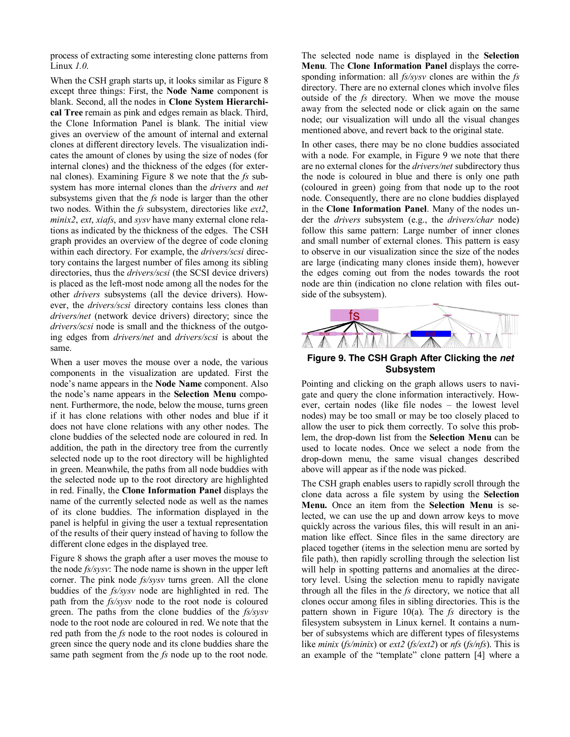process of extracting some interesting clone patterns from Linux *1.0*.

When the CSH graph starts up, it looks similar as Figure 8 except three things: First, the **Node Name** component is blank. Second, all the nodes in **Clone System Hierarchical Tree** remain as pink and edges remain as black. Third, the Clone Information Panel is blank. The initial view gives an overview of the amount of internal and external clones at different directory levels. The visualization indicates the amount of clones by using the size of nodes (for internal clones) and the thickness of the edges (for external clones). Examining Figure 8 we note that the *fs* subsystem has more internal clones than the *drivers* and *net* subsystems given that the *fs* node is larger than the other two nodes. Within the *fs* subsystem, directories like *ext2*, *minix2*, *ext*, *xiafs*, and *sysv* have many external clone relations as indicated by the thickness of the edges. The CSH graph provides an overview of the degree of code cloning within each directory. For example, the *drivers/scsi* directory contains the largest number of files among its sibling directories, thus the *drivers/scsi* (the SCSI device drivers) is placed as the left-most node among all the nodes for the other *drivers* subsystems (all the device drivers). However, the *drivers/scsi* directory contains less clones than *drivers/net* (network device drivers) directory; since the *drivers/scsi* node is small and the thickness of the outgoing edges from *drivers/net* and *drivers/scsi* is about the same.

When a user moves the mouse over a node, the various components in the visualization are updated. First the node's name appears in the **Node Name** component. Also the node's name appears in the **Selection Menu** component. Furthermore, the node, below the mouse, turns green if it has clone relations with other nodes and blue if it does not have clone relations with any other nodes. The clone buddies of the selected node are coloured in red. In addition, the path in the directory tree from the currently selected node up to the root directory will be highlighted in green. Meanwhile, the paths from all node buddies with the selected node up to the root directory are highlighted in red. Finally, the **Clone Information Panel** displays the name of the currently selected node as well as the names of its clone buddies. The information displayed in the panel is helpful in giving the user a textual representation of the results of their query instead of having to follow the different clone edges in the displayed tree.

Figure 8 shows the graph after a user moves the mouse to the node *fs/sysv*: The node name is shown in the upper left corner. The pink node *fs/sysv* turns green. All the clone buddies of the *fs/sysv* node are highlighted in red. The path from the *fs/sysv* node to the root node is coloured green. The paths from the clone buddies of the *fs/sysv* node to the root node are coloured in red. We note that the red path from the *fs* node to the root nodes is coloured in green since the query node and its clone buddies share the same path segment from the *fs* node up to the root node.

The selected node name is displayed in the **Selection Menu**. The **Clone Information Panel** displays the corresponding information: all *fs/sysv* clones are within the *fs* directory. There are no external clones which involve files outside of the *fs* directory. When we move the mouse away from the selected node or click again on the same node; our visualization will undo all the visual changes mentioned above, and revert back to the original state.

In other cases, there may be no clone buddies associated with a node. For example, in Figure 9 we note that there are no external clones for the *drivers/net* subdirectory thus the node is coloured in blue and there is only one path (coloured in green) going from that node up to the root node. Consequently, there are no clone buddies displayed in the **Clone Information Panel**. Many of the nodes under the *drivers* subsystem (e.g., the *drivers/char* node) follow this same pattern: Large number of inner clones and small number of external clones. This pattern is easy to observe in our visualization since the size of the nodes are large (indicating many clones inside them), however the edges coming out from the nodes towards the root node are thin (indication no clone relation with files outside of the subsystem).

**Figure 9. The CSH Graph After Clicking the *net* Subsystem**

Pointing and clicking on the graph allows users to navigate and query the clone information interactively. However, certain nodes (like file nodes – the lowest level nodes) may be too small or may be too closely placed to allow the user to pick them correctly. To solve this problem, the drop-down list from the **Selection Menu** can be used to locate nodes. Once we select a node from the drop-down menu, the same visual changes described above will appear as if the node was picked.

The CSH graph enables users to rapidly scroll through the clone data across a file system by using the **Selection Menu.** Once an item from the **Selection Menu** is selected, we can use the up and down arrow keys to move quickly across the various files, this will result in an animation like effect. Since files in the same directory are placed together (items in the selection menu are sorted by file path), then rapidly scrolling through the selection list will help in spotting patterns and anomalies at the directory level. Using the selection menu to closely navigate through all the files in the *fs* directory, we notice that all clones occur among files in sibling directories. This is the pattern shown in Figure 10(a). The *fs* directory is the filesystem subsystem in Linux kernel. It contains a number of subsystems which are different types of filesystems like *minix* (*fs/minix*) or *ext2* (*fs/ext2*) or *nfs* (*fs/nfs*). This is an example of the "template" clone pattern [4] where a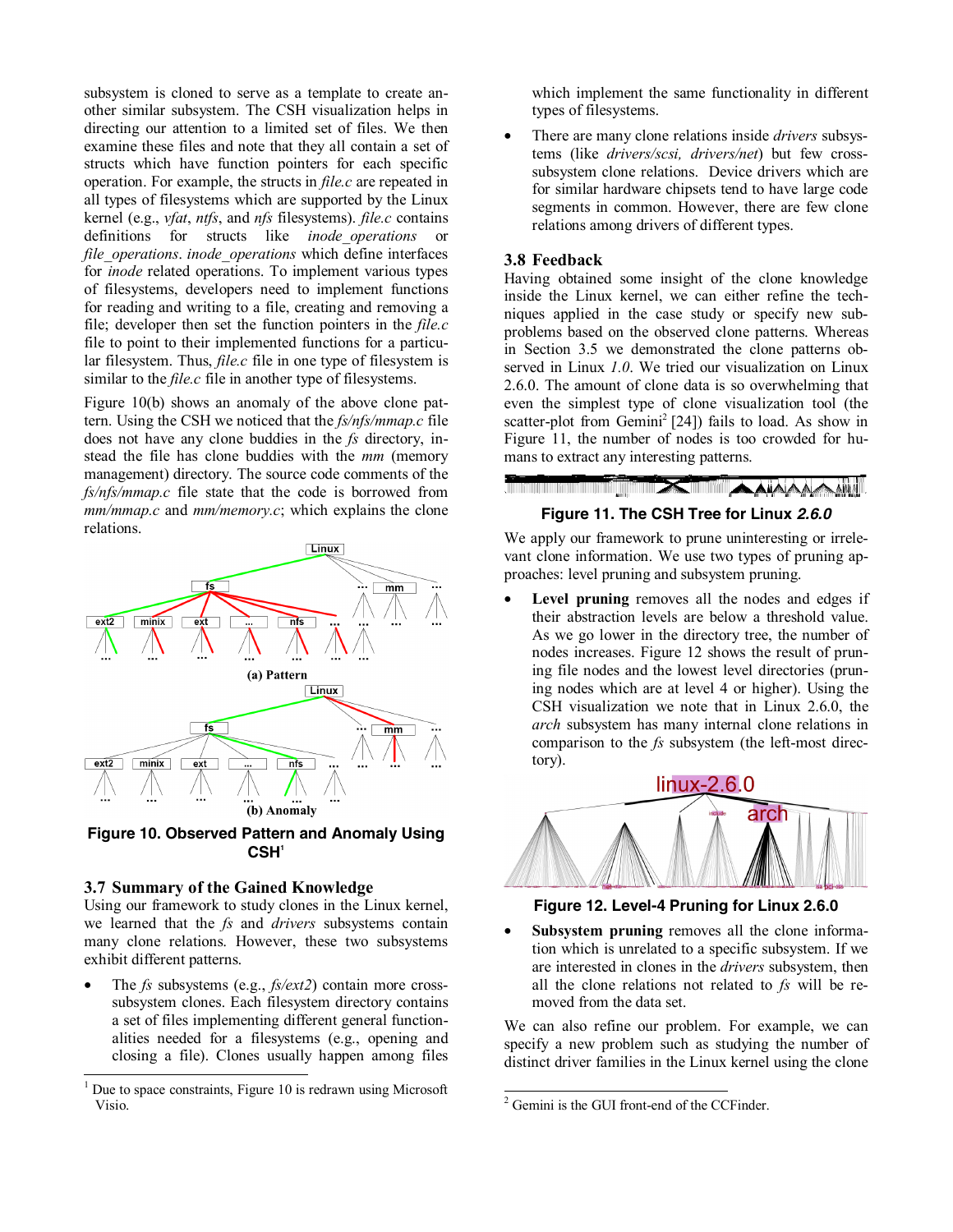subsystem is cloned to serve as a template to create another similar subsystem. The CSH visualization helps in directing our attention to a limited set of files. We then examine these files and note that they all contain a set of structs which have function pointers for each specific operation. For example, the structs in *file.c* are repeated in all types of filesystems which are supported by the Linux kernel (e.g., *vfat*, *ntfs*, and *nfs* filesystems). *file.c* contains definitions for structs like *inode_operations* or *file_operations*. *inode_operations* which define interfaces for *inode* related operations. To implement various types of filesystems, developers need to implement functions for reading and writing to a file, creating and removing a file; developer then set the function pointers in the *file.c* file to point to their implemented functions for a particular filesystem. Thus, *file.c* file in one type of filesystem is similar to the *file.c* file in another type of filesystems.

Figure 10(b) shows an anomaly of the above clone pattern. Using the CSH we noticed that the *fs/nfs/mmap.c* file does not have any clone buddies in the *fs* directory, instead the file has clone buddies with the *mm* (memory management) directory. The source code comments of the *fs/nfs/mmap.c* file state that the code is borrowed from *mm/mmap.c* and *mm/memory.c*; which explains the clone relations.

Figure 10. Observed Pattern and Anomaly Using CSH[1]

### 3.7 Summary of the Gained Knowledge

Using our framework to study clones in the Linux kernel, we learned that the *fs* and *drivers* subsystems contain many clone relations. However, these two subsystems exhibit different patterns.

- The *fs* subsystems (e.g., *fs/ext2*) contain more cross-subsystem clones. Each filesystem directory contains a set of files implementing different general functionalities needed for a filesystems (e.g., opening and closing a file). Clones usually happen among files which implement the same functionality in different types of filesystems.
- There are many clone relations inside *drivers* subsystems (like *drivers/scsi, drivers/net*) but few cross-subsystem clone relations. Device drivers which are for similar hardware chipsets tend to have large code segments in common. However, there are few clone relations among drivers of different types.

### 3.8 Feedback

Having obtained some insight of the clone knowledge inside the Linux kernel, we can either refine the techniques applied in the case study or specify new sub-problems based on the observed clone patterns. Whereas in Section 3.5 we demonstrated the clone patterns observed in Linux *1.0*. We tried our visualization on Linux 2.6.0. The amount of clone data is so overwhelming that even the simplest type of clone visualization tool (the scatter-plot from Gemini[2] [24]) fails to load. As show in Figure 11, the number of nodes is too crowded for humans to extract any interesting patterns.

**Figure 11. The CSH Tree for Linux *2.6.0***

We apply our framework to prune uninteresting or irrelevant clone information. We use two types of pruning approaches: level pruning and subsystem pruning.

- **Level pruning** removes all the nodes and edges if their abstraction levels are below a threshold value. As we go lower in the directory tree, the number of nodes increases. Figure 12 shows the result of pruning file nodes and the lowest level directories (pruning nodes which are at level 4 or higher). Using the CSH visualization we note that in Linux 2.6.0, the *arch* subsystem has many internal clone relations in comparison to the *fs* subsystem (the left-most directory).

**Figure 12. Level-4 Pruning for Linux 2.6.0**

- **Subsystem pruning** removes all the clone information which is unrelated to a specific subsystem. If we are interested in clones in the *drivers* subsystem, then all the clone relations not related to *fs* will be removed from the data set.

We can also refine our problem. For example, we can specify a new problem such as studying the number of distinct driver families in the Linux kernel using the clone

[1] Due to space constraints, Figure 10 is redrawn using Microsoft Visio.

[2] Gemini is the GUI front-end of the CCFinder.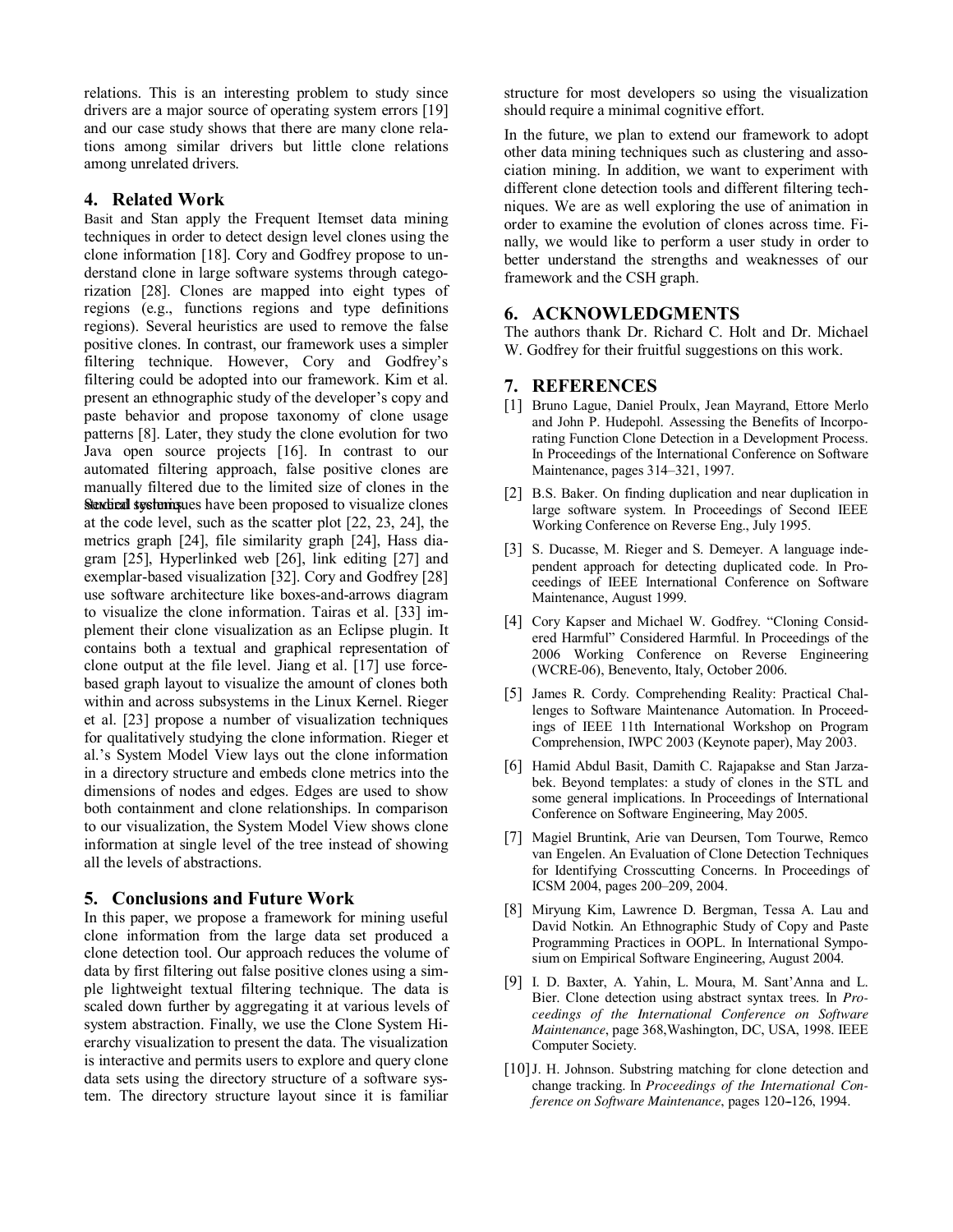relations. This is an interesting problem to study since drivers are a major source of operating system errors [19] and our case study shows that there are many clone relations among similar drivers but little clone relations among unrelated drivers.

## 4. Related Work

Basit and Stan apply the Frequent Itemset data mining techniques in order to detect design level clones using the clone information [18]. Cory and Godfrey propose to understand clone in large software systems through categorization [28]. Clones are mapped into eight types of regions (e.g., functions regions and type definitions regions). Several heuristics are used to remove the false positive clones. In contrast, our framework uses a simpler filtering technique. However, Cory and Godfrey's filtering could be adopted into our framework. Kim et al. present an ethnographic study of the developer's copy and paste behavior and propose taxonomy of clone usage patterns [8]. Later, they study the clone evolution for two Java open source projects [16]. In contrast to our automated filtering approach, false positive clones are manually filtered due to the limited size of clones in the studied systems.

Several techniques have been proposed to visualize clones at the code level, such as the scatter plot [22, 23, 24], the metrics graph [24], file similarity graph [24], Hass diagram [25], Hyperlinked web [26], link editing [27] and exemplar-based visualization [32]. Cory and Godfrey [28] use software architecture like boxes-and-arrows diagram to visualize the clone information. Tairas et al. [33] implement their clone visualization as an Eclipse plugin. It contains both a textual and graphical representation of clone output at the file level. Jiang et al. [17] use force-based graph layout to visualize the amount of clones both within and across subsystems in the Linux Kernel. Rieger et al. [23] propose a number of visualization techniques for qualitatively studying the clone information. Rieger et al.'s System Model View lays out the clone information in a directory structure and embeds clone metrics into the dimensions of nodes and edges. Edges are used to show both containment and clone relationships. In comparison to our visualization, the System Model View shows clone information at single level of the tree instead of showing all the levels of abstractions.

## 5. Conclusions and Future Work

In this paper, we propose a framework for mining useful clone information from the large data set produced a clone detection tool. Our approach reduces the volume of data by first filtering out false positive clones using a simple lightweight textual filtering technique. The data is scaled down further by aggregating it at various levels of system abstraction. Finally, we use the Clone System Hierarchy visualization to present the data. The visualization is interactive and permits users to explore and query clone data sets using the directory structure of a software system. The directory structure layout since it is familiar structure for most developers so using the visualization should require a minimal cognitive effort.

In the future, we plan to extend our framework to adopt other data mining techniques such as clustering and association mining. In addition, we want to experiment with different clone detection tools and different filtering techniques. We are as well exploring the use of animation in order to examine the evolution of clones across time. Finally, we would like to perform a user study in order to better understand the strengths and weaknesses of our framework and the CSH graph.

## 6. ACKNOWLEDGMENTS

The authors thank Dr. Richard C. Holt and Dr. Michael W. Godfrey for their fruitful suggestions on this work.

## 7. REFERENCES

[1] Bruno Lague, Daniel Proulx, Jean Mayrand, Ettore Merlo and John P. Hudepohl. Assessing the Benefits of Incorporating Function Clone Detection in a Development Process. In Proceedings of the International Conference on Software Maintenance, pages 314–321, 1997.

[2] B.S. Baker. On finding duplication and near duplication in large software system. In Proceedings of Second IEEE Working Conference on Reverse Eng., July 1995.

[3] S. Ducasse, M. Rieger and S. Demeyer. A language independent approach for detecting duplicated code. In Proceedings of IEEE International Conference on Software Maintenance, August 1999.

[4] Cory Kapser and Michael W. Godfrey. "Cloning Considered Harmful" Considered Harmful. In Proceedings of the 2006 Working Conference on Reverse Engineering (WCRE-06), Benevento, Italy, October 2006.

[5] James R. Cordy. Comprehending Reality: Practical Challenges to Software Maintenance Automation. In Proceedings of IEEE 11th International Workshop on Program Comprehension, IWPC 2003 (Keynote paper), May 2003.

[6] Hamid Abdul Basit, Damith C. Rajapakse and Stan Jarzabek. Beyond templates: a study of clones in the STL and some general implications. In Proceedings of International Conference on Software Engineering, May 2005.

[7] Magiel Bruntink, Arie van Deursen, Tom Tourwe, Remco van Engelen. An Evaluation of Clone Detection Techniques for Identifying Crosscutting Concerns. In Proceedings of ICSM 2004, pages 200–209, 2004.

[8] Miryung Kim, Lawrence D. Bergman, Tessa A. Lau and David Notkin. An Ethnographic Study of Copy and Paste Programming Practices in OOPL. In International Symposium on Empirical Software Engineering, August 2004.

[9] I. D. Baxter, A. Yahin, L. Moura, M. Sant'Anna and L. Bier. Clone detection using abstract syntax trees. In *Proceedings of the International Conference on Software Maintenance*, page 368,Washington, DC, USA, 1998. IEEE Computer Society.

[10] J. H. Johnson. Substring matching for clone detection and change tracking. In *Proceedings of the International Conference on Software Maintenance*, pages 120–126, 1994.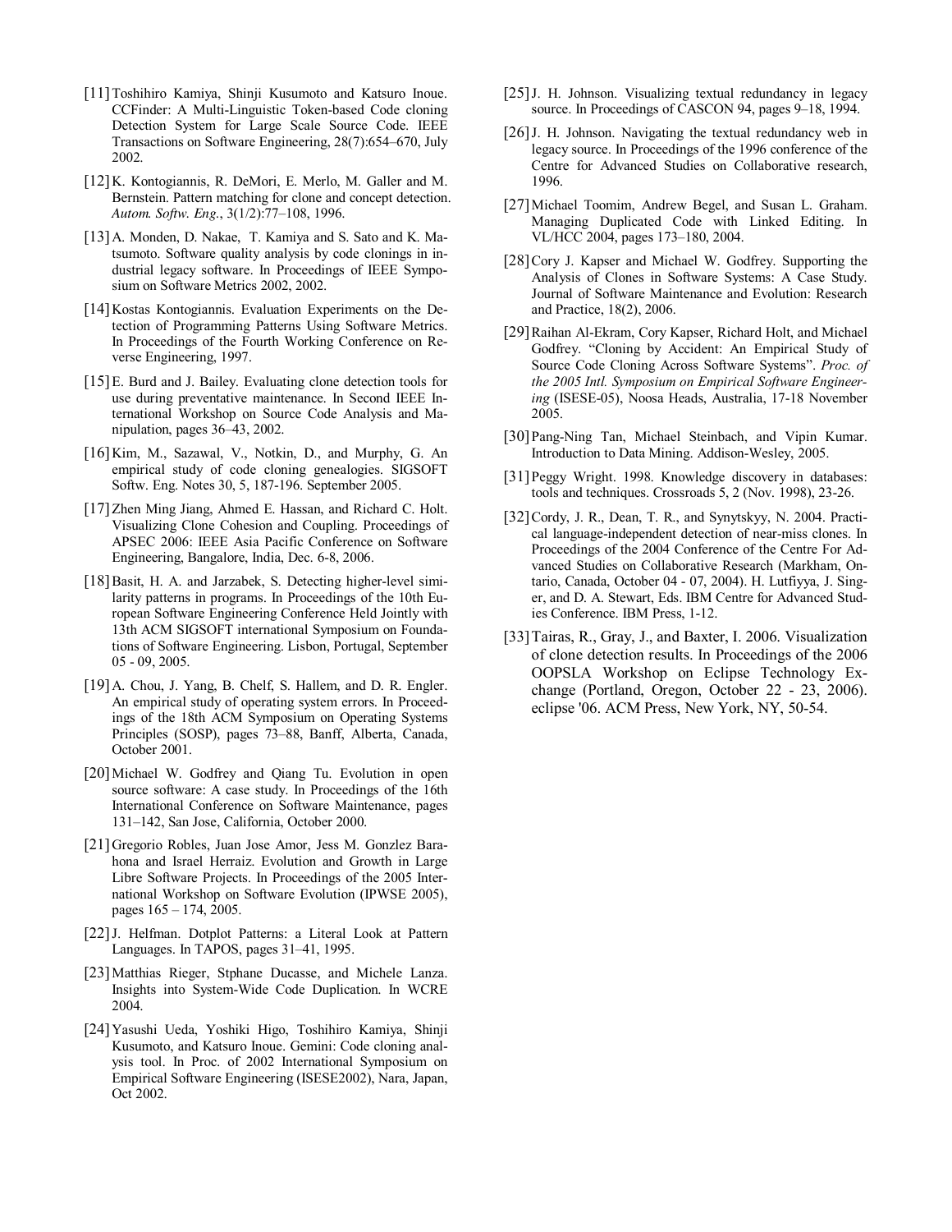[11] Toshihiro Kamiya, Shinji Kusumoto and Katsuro Inoue. CCFinder: A Multi-Linguistic Token-based Code cloning Detection System for Large Scale Source Code. IEEE Transactions on Software Engineering, 28(7):654–670, July 2002.

[12] K. Kontogiannis, R. DeMori, E. Merlo, M. Galler and M. Bernstein. Pattern matching for clone and concept detection. *Autom. Softw. Eng.*, 3(1/2):77–108, 1996.

[13] A. Monden, D. Nakae, T. Kamiya and S. Sato and K. Matsumoto. Software quality analysis by code clonings in industrial legacy software. In Proceedings of IEEE Symposium on Software Metrics 2002, 2002.

[14] Kostas Kontogiannis. Evaluation Experiments on the Detection of Programming Patterns Using Software Metrics. In Proceedings of the Fourth Working Conference on Reverse Engineering, 1997.

[15] E. Burd and J. Bailey. Evaluating clone detection tools for use during preventative maintenance. In Second IEEE International Workshop on Source Code Analysis and Manipulation, pages 36–43, 2002.

[16] Kim, M., Sazawal, V., Notkin, D., and Murphy, G. An empirical study of code cloning genealogies. SIGSOFT Softw. Eng. Notes 30, 5, 187-196. September 2005.

[17] Zhen Ming Jiang, Ahmed E. Hassan, and Richard C. Holt. Visualizing Clone Cohesion and Coupling. Proceedings of APSEC 2006: IEEE Asia Pacific Conference on Software Engineering, Bangalore, India, Dec. 6-8, 2006.

[18] Basit, H. A. and Jarzabek, S. Detecting higher-level similarity patterns in programs. In Proceedings of the 10th European Software Engineering Conference Held Jointly with 13th ACM SIGSOFT international Symposium on Foundations of Software Engineering. Lisbon, Portugal, September 05 - 09, 2005.

[19] A. Chou, J. Yang, B. Chelf, S. Hallem, and D. R. Engler. An empirical study of operating system errors. In Proceedings of the 18th ACM Symposium on Operating Systems Principles (SOSP), pages 73–88, Banff, Alberta, Canada, October 2001.

[20] Michael W. Godfrey and Qiang Tu. Evolution in open source software: A case study. In Proceedings of the 16th International Conference on Software Maintenance, pages 131–142, San Jose, California, October 2000.

[21] Gregorio Robles, Juan Jose Amor, Jess M. Gonzlez Barahona and Israel Herraiz. Evolution and Growth in Large Libre Software Projects. In Proceedings of the 2005 International Workshop on Software Evolution (IPWSE 2005), pages 165 – 174, 2005.

[22] J. Helfman. Dotplot Patterns: a Literal Look at Pattern Languages. In TAPOS, pages 31–41, 1995.

[23] Matthias Rieger, Stphane Ducasse, and Michele Lanza. Insights into System-Wide Code Duplication. In WCRE 2004.

[24] Yasushi Ueda, Yoshiki Higo, Toshihiro Kamiya, Shinji Kusumoto, and Katsuro Inoue. Gemini: Code cloning analysis tool. In Proc. of 2002 International Symposium on Empirical Software Engineering (ISESE2002), Nara, Japan, Oct 2002.

[25] J. H. Johnson. Visualizing textual redundancy in legacy source. In Proceedings of CASCON 94, pages 9–18, 1994.

[26] J. H. Johnson. Navigating the textual redundancy web in legacy source. In Proceedings of the 1996 conference of the Centre for Advanced Studies on Collaborative research, 1996.

[27] Michael Toomim, Andrew Begel, and Susan L. Graham. Managing Duplicated Code with Linked Editing. In VL/HCC 2004, pages 173–180, 2004.

[28] Cory J. Kapser and Michael W. Godfrey. Supporting the Analysis of Clones in Software Systems: A Case Study. Journal of Software Maintenance and Evolution: Research and Practice, 18(2), 2006.

[29] Raihan Al-Ekram, Cory Kapser, Richard Holt, and Michael Godfrey. "Cloning by Accident: An Empirical Study of Source Code Cloning Across Software Systems". *Proc. of the 2005 Intl. Symposium on Empirical Software Engineering* (ISESE-05), Noosa Heads, Australia, 17-18 November 2005.

[30] Pang-Ning Tan, Michael Steinbach, and Vipin Kumar. Introduction to Data Mining. Addison-Wesley, 2005.

[31] Peggy Wright. 1998. Knowledge discovery in databases: tools and techniques. Crossroads 5, 2 (Nov. 1998), 23-26.

[32] Cordy, J. R., Dean, T. R., and Synytskyy, N. 2004. Practical language-independent detection of near-miss clones. In Proceedings of the 2004 Conference of the Centre For Advanced Studies on Collaborative Research (Markham, Ontario, Canada, October 04 - 07, 2004). H. Lutfiyya, J. Singer, and D. A. Stewart, Eds. IBM Centre for Advanced Studies Conference. IBM Press, 1-12.

[33] Tairas, R., Gray, J., and Baxter, I. 2006. Visualization of clone detection results. In Proceedings of the 2006 OOPSLA Workshop on Eclipse Technology Exchange (Portland, Oregon, October 22 - 23, 2006). eclipse '06. ACM Press, New York, NY, 50-54.